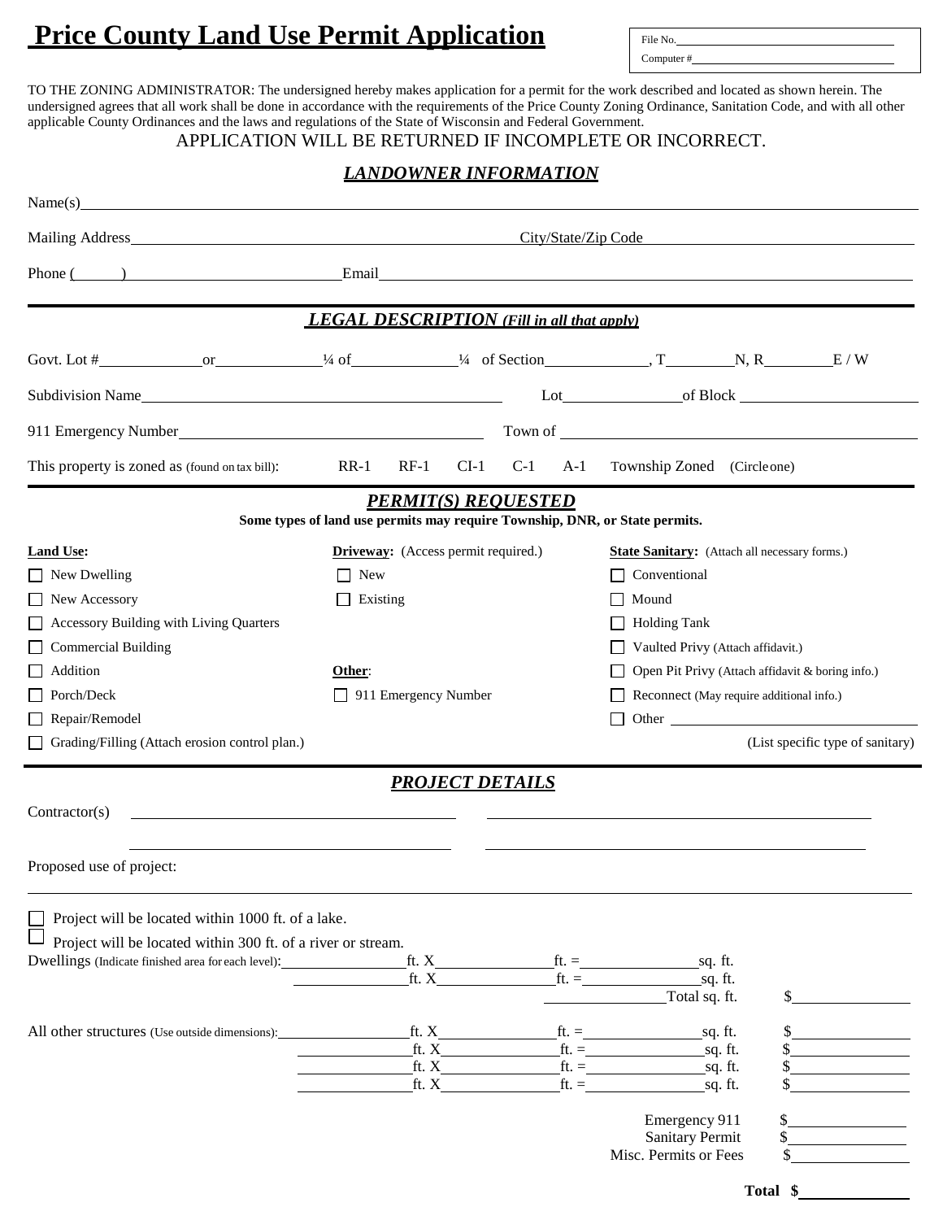# Price County Land Use Permit Application

File No. ______________________

Computer # ______________________

TO THE ZONING ADMINISTRATOR: The undersigned hereby makes application for a permit for the work described and located as shown herein. The undersigned agrees that all work shall be done in accordance with the requirements of the Price County Zoning Ordinance, Sanitation Code, and with all other applicable County Ordinances and the laws and regulations of the State of Wisconsin and Federal Government.

APPLICATION WILL BE RETURNED IF INCOMPLETE OR INCORRECT.

## *LANDOWNER INFORMATION*

Name(s) ______________________________________________

Mailing Address ______________________________ City/State/Zip Code ______________________________

Phone (______) ______________________ Email ______________________________________________

## *LEGAL DESCRIPTION (Fill in all that apply)*

Govt. Lot # ____________ or ____________ ¼ of ____________ ¼ of Section ____________, T ________ N, R ________ E / W

Subdivision Name ______________________________ Lot ______________ of Block ______________

911 Emergency Number ______________________________ Town of ______________________________

This property is zoned as (found on tax bill): RR-1 RF-1 CI-1 C-1 A-1 Township Zoned (Circle one)

## *PERMIT(S) REQUESTED*

**Some types of land use permits may require Township, DNR, or State permits.**

**Land Use:**

- ☐ New Dwelling
- ☐ New Accessory
- ☐ Accessory Building with Living Quarters
- ☐ Commercial Building
- ☐ Addition
- ☐ Porch/Deck
- ☐ Repair/Remodel
- ☐ Grading/Filling (Attach erosion control plan.)

**Driveway:** (Access permit required.)

- ☐ New
- ☐ Existing

**Other:**

- ☐ 911 Emergency Number

**State Sanitary:** (Attach all necessary forms.)

- ☐ Conventional
- ☐ Mound
- ☐ Holding Tank
- ☐ Vaulted Privy (Attach affidavit.)
- ☐ Open Pit Privy (Attach affidavit & boring info.)
- ☐ Reconnect (May require additional info.)
- ☐ Other ______________________________ (List specific type of sanitary)

## *PROJECT DETAILS*

Contractor(s) ______________________________ ______________________________

______________________________ ______________________________

Proposed use of project:

______________________________________________

☐ Project will be located within 1000 ft. of a lake.

☐ Project will be located within 300 ft. of a river or stream.

Dwellings (Indicate finished area for each level): ________ ft. X ________ ft. = ________ sq. ft.

________ ft. X ________ ft. = ________ sq. ft.

________ Total sq. ft. $________

All other structures (Use outside dimensions): ________ ft. X ________ ft. = ________ sq. ft. $________

________ ft. X ________ ft. = ________ sq. ft. $________

________ ft. X ________ ft. = ________ sq. ft. $________

________ ft. X ________ ft. = ________ sq. ft. $________

Emergency 911 $________

Sanitary Permit $________

Misc. Permits or Fees $________

**Total $**________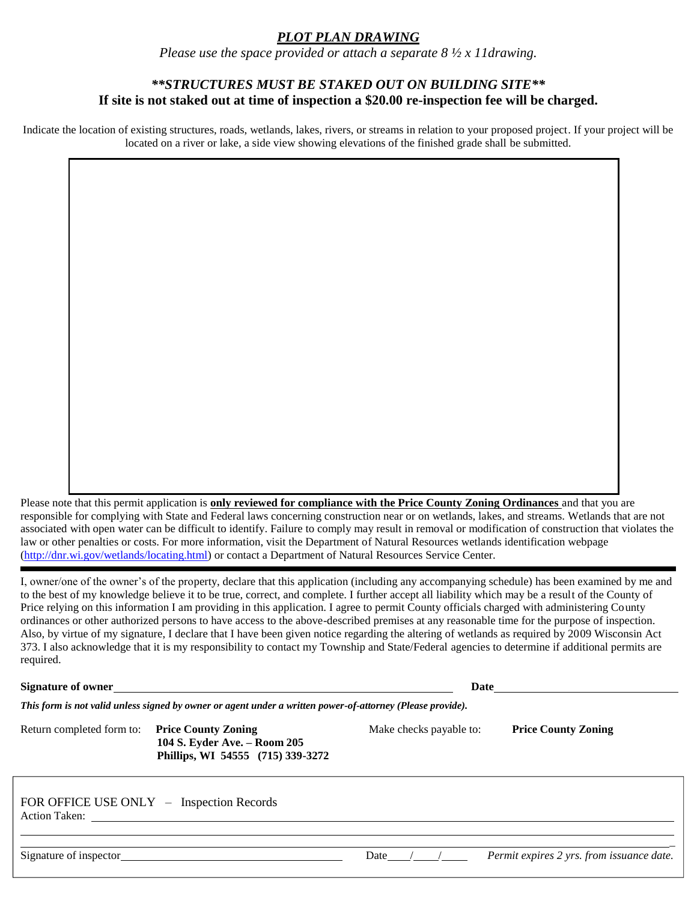## ***PLOT PLAN DRAWING***

*Please use the space provided or attach a separate 8 ½ x 11drawing.*

### ***\*\*STRUCTURES MUST BE STAKED OUT ON BUILDING SITE\*\****

**If site is not staked out at time of inspection a $20.00 re-inspection fee will be charged.**

Indicate the location of existing structures, roads, wetlands, lakes, rivers, or streams in relation to your proposed project. If your project will be located on a river or lake, a side view showing elevations of the finished grade shall be submitted.

Please note that this permit application is **only reviewed for compliance with the Price County Zoning Ordinances** and that you are responsible for complying with State and Federal laws concerning construction near or on wetlands, lakes, and streams. Wetlands that are not associated with open water can be difficult to identify. Failure to comply may result in removal or modification of construction that violates the law or other penalties or costs. For more information, visit the Department of Natural Resources wetlands identification webpage (http://dnr.wi.gov/wetlands/locating.html) or contact a Department of Natural Resources Service Center.

---

I, owner/one of the owner's of the property, declare that this application (including any accompanying schedule) has been examined by me and to the best of my knowledge believe it to be true, correct, and complete. I further accept all liability which may be a result of the County of Price relying on this information I am providing in this application. I agree to permit County officials charged with administering County ordinances or other authorized persons to have access to the above-described premises at any reasonable time for the purpose of inspection. Also, by virtue of my signature, I declare that I have been given notice regarding the altering of wetlands as required by 2009 Wisconsin Act 373. I also acknowledge that it is my responsibility to contact my Township and State/Federal agencies to determine if additional permits are required.

**Signature of owner** ______________________________ **Date** ______________________

***This form is not valid unless signed by owner or agent under a written power-of-attorney (Please provide).***

Return completed form to: **Price County Zoning**
**104 S. Eyder Ave. – Room 205**
**Phillips, WI 54555 (715) 339-3272**

Make checks payable to: **Price County Zoning**

FOR OFFICE USE ONLY – Inspection Records

Action Taken: ______________________________

______________________________

Signature of inspector ______________________ Date ____/____/____ *Permit expires 2 yrs. from issuance date.*